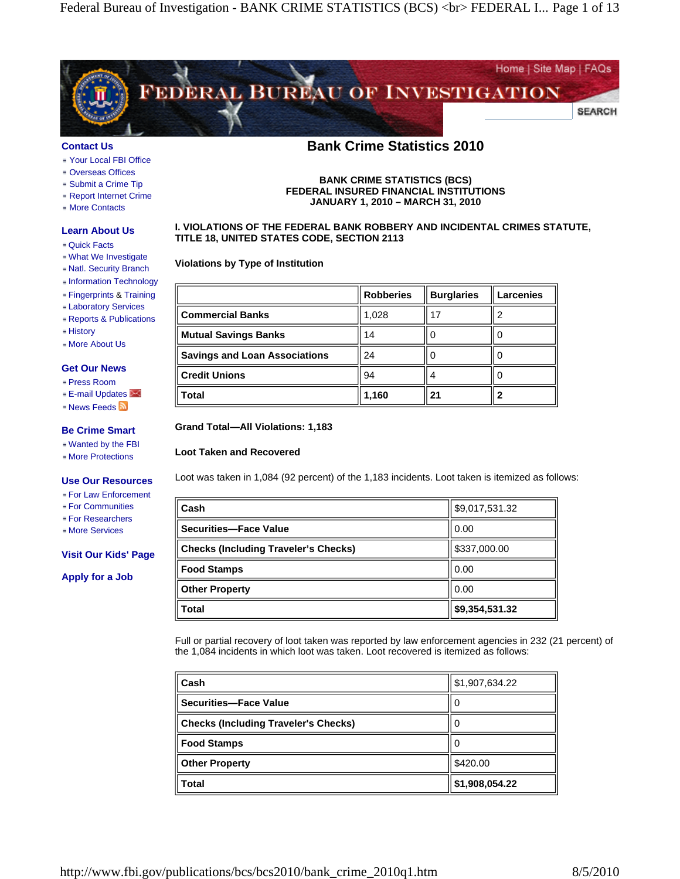Contact Us
- Your Local FBI Office
- Overseas Offices
- Submit a Crime Tip
- Report Internet Crime
- More Contacts

Learn About Us
- Quick Facts
- What We Investigate
- Natl. Security Branch
- Information Technology
- Fingerprints & Training
- Laboratory Services
- Reports & Publications
- History
- More About Us

Get Our News
- Press Room
- E-mail Updates
- News Feeds

Be Crime Smart
- Wanted by the FBI
- More Protections

Use Our Resources
- For Law Enforcement
- For Communities
- For Researchers
- More Services

Visit Our Kids' Page

Apply for a Job

# Bank Crime Statistics 2010

**BANK CRIME STATISTICS (BCS)**
**FEDERAL INSURED FINANCIAL INSTITUTIONS**
**JANUARY 1, 2010 – MARCH 31, 2010**

## I. VIOLATIONS OF THE FEDERAL BANK ROBBERY AND INCIDENTAL CRIMES STATUTE, TITLE 18, UNITED STATES CODE, SECTION 2113

### Violations by Type of Institution

| | Robberies | Burglaries | Larcenies |
|---|---|---|---|
| **Commercial Banks** | 1,028 | 17 | 2 |
| **Mutual Savings Banks** | 14 | 0 | 0 |
| **Savings and Loan Associations** | 24 | 0 | 0 |
| **Credit Unions** | 94 | 4 | 0 |
| **Total** | **1,160** | **21** | **2** |

**Grand Total—All Violations: 1,183**

### Loot Taken and Recovered

Loot was taken in 1,084 (92 percent) of the 1,183 incidents. Loot taken is itemized as follows:

| | |
|---|---|
| **Cash** | $9,017,531.32 |
| **Securities—Face Value** | 0.00 |
| **Checks (Including Traveler's Checks)** | $337,000.00 |
| **Food Stamps** | 0.00 |
| **Other Property** | 0.00 |
| **Total** | **$9,354,531.32** |

Full or partial recovery of loot taken was reported by law enforcement agencies in 232 (21 percent) of the 1,084 incidents in which loot was taken. Loot recovered is itemized as follows:

| | |
|---|---|
| **Cash** | $1,907,634.22 |
| **Securities—Face Value** | 0 |
| **Checks (Including Traveler's Checks)** | 0 |
| **Food Stamps** | 0 |
| **Other Property** | $420.00 |
| **Total** | **$1,908,054.22** |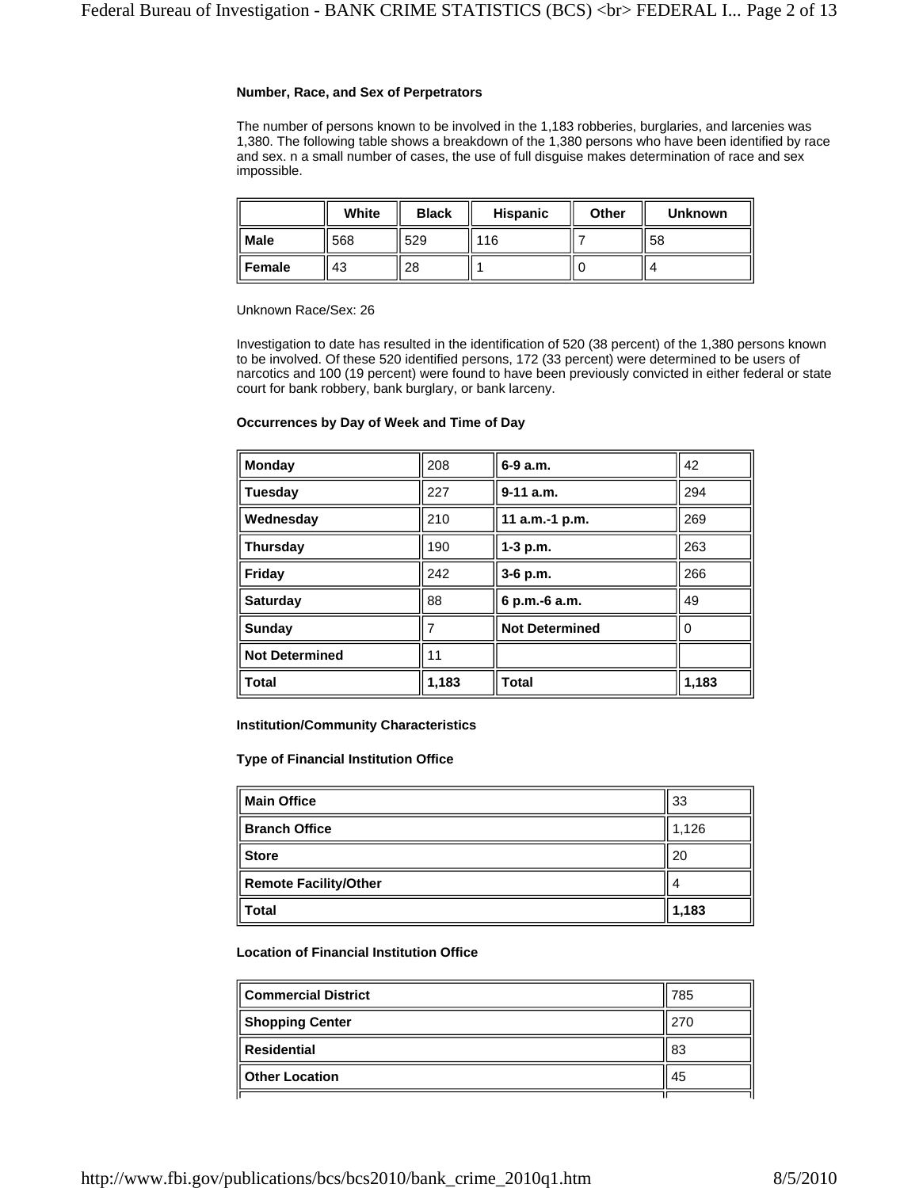**Number, Race, and Sex of Perpetrators**

The number of persons known to be involved in the 1,183 robberies, burglaries, and larcenies was 1,380. The following table shows a breakdown of the 1,380 persons who have been identified by race and sex. n a small number of cases, the use of full disguise makes determination of race and sex impossible.

| | White | Black | Hispanic | Other | Unknown |
|---|---|---|---|---|---|
| Male | 568 | 529 | 116 | 7 | 58 |
| Female | 43 | 28 | 1 | 0 | 4 |

Unknown Race/Sex: 26

Investigation to date has resulted in the identification of 520 (38 percent) of the 1,380 persons known to be involved. Of these 520 identified persons, 172 (33 percent) were determined to be users of narcotics and 100 (19 percent) were found to have been previously convicted in either federal or state court for bank robbery, bank burglary, or bank larceny.

**Occurrences by Day of Week and Time of Day**

| | | | |
|---|---|---|---|
| **Monday** | 208 | **6-9 a.m.** | 42 |
| **Tuesday** | 227 | **9-11 a.m.** | 294 |
| **Wednesday** | 210 | **11 a.m.-1 p.m.** | 269 |
| **Thursday** | 190 | **1-3 p.m.** | 263 |
| **Friday** | 242 | **3-6 p.m.** | 266 |
| **Saturday** | 88 | **6 p.m.-6 a.m.** | 49 |
| **Sunday** | 7 | **Not Determined** | 0 |
| **Not Determined** | 11 | | |
| **Total** | **1,183** | **Total** | **1,183** |

**Institution/Community Characteristics**

**Type of Financial Institution Office**

| | |
|---|---|
| **Main Office** | 33 |
| **Branch Office** | 1,126 |
| **Store** | 20 |
| **Remote Facility/Other** | 4 |
| **Total** | **1,183** |

**Location of Financial Institution Office**

| | |
|---|---|
| **Commercial District** | 785 |
| **Shopping Center** | 270 |
| **Residential** | 83 |
| **Other Location** | 45 |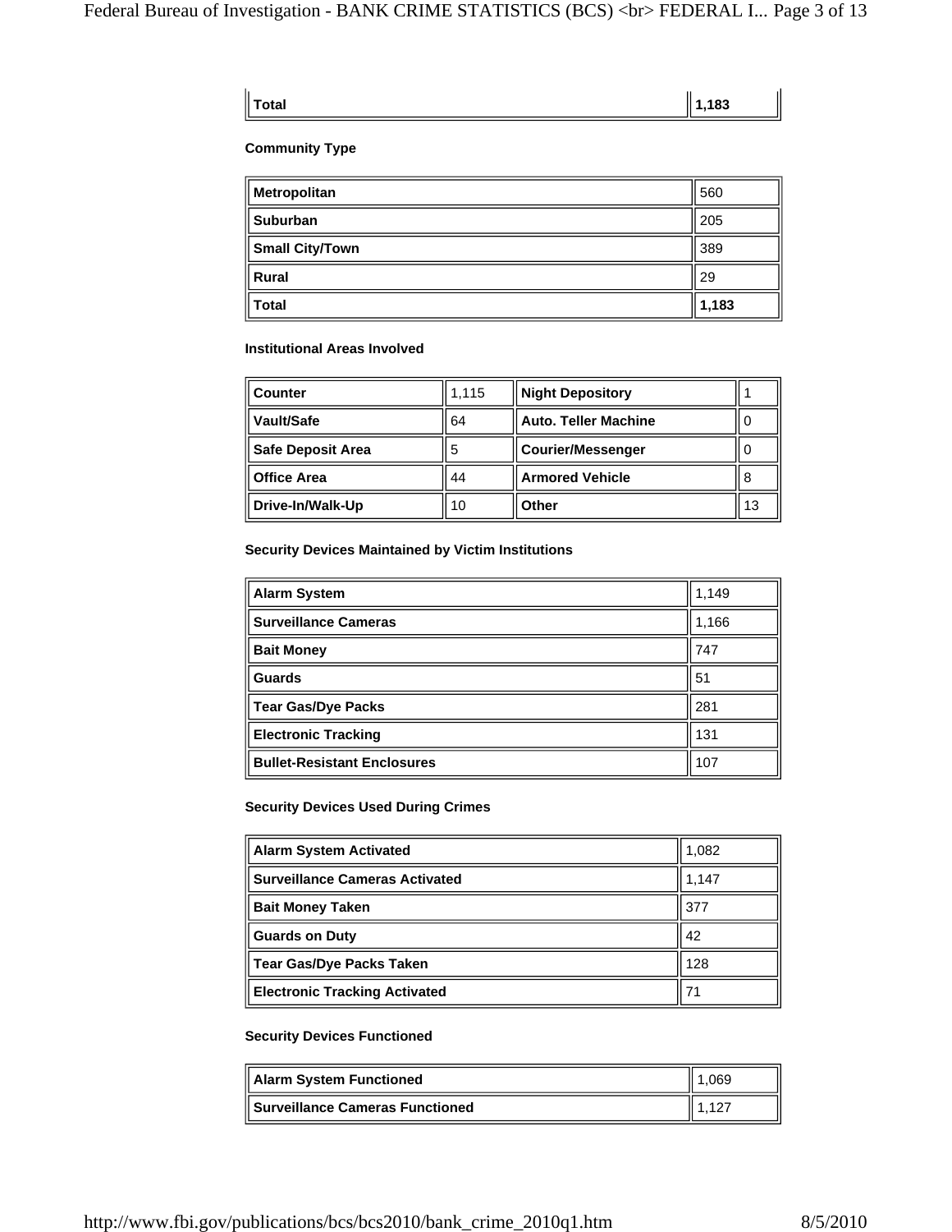| Total | **1,183** |
|---|---|

**Community Type**

| Metropolitan | 560 |
|---|---|
| Suburban | 205 |
| Small City/Town | 389 |
| Rural | 29 |
| **Total** | **1,183** |

**Institutional Areas Involved**

| Counter | 1,115 | Night Depository | 1 |
|---|---|---|---|
| Vault/Safe | 64 | Auto. Teller Machine | 0 |
| Safe Deposit Area | 5 | Courier/Messenger | 0 |
| Office Area | 44 | Armored Vehicle | 8 |
| Drive-In/Walk-Up | 10 | Other | 13 |

**Security Devices Maintained by Victim Institutions**

| Alarm System | 1,149 |
|---|---|
| Surveillance Cameras | 1,166 |
| Bait Money | 747 |
| Guards | 51 |
| Tear Gas/Dye Packs | 281 |
| Electronic Tracking | 131 |
| Bullet-Resistant Enclosures | 107 |

**Security Devices Used During Crimes**

| Alarm System Activated | 1,082 |
|---|---|
| Surveillance Cameras Activated | 1,147 |
| Bait Money Taken | 377 |
| Guards on Duty | 42 |
| Tear Gas/Dye Packs Taken | 128 |
| Electronic Tracking Activated | 71 |

**Security Devices Functioned**

| Alarm System Functioned | 1,069 |
|---|---|
| Surveillance Cameras Functioned | 1,127 |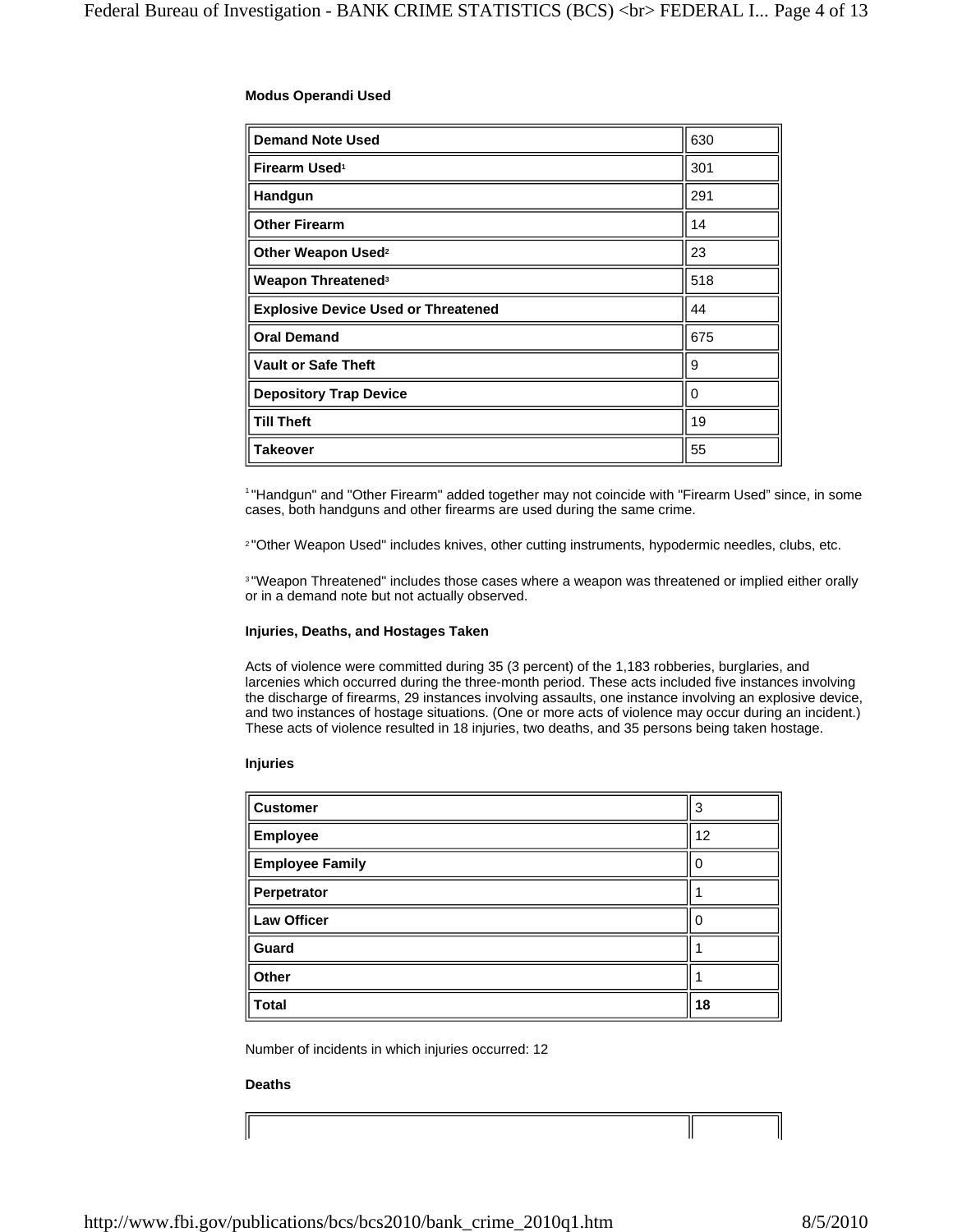**Modus Operandi Used**

| | |
|---|---|
| **Demand Note Used** | 630 |
| **Firearm Used[1]** | 301 |
| **Handgun** | 291 |
| **Other Firearm** | 14 |
| **Other Weapon Used[2]** | 23 |
| **Weapon Threatened[3]** | 518 |
| **Explosive Device Used or Threatened** | 44 |
| **Oral Demand** | 675 |
| **Vault or Safe Theft** | 9 |
| **Depository Trap Device** | 0 |
| **Till Theft** | 19 |
| **Takeover** | 55 |

[1] "Handgun" and "Other Firearm" added together may not coincide with "Firearm Used" since, in some cases, both handguns and other firearms are used during the same crime.

[2] "Other Weapon Used" includes knives, other cutting instruments, hypodermic needles, clubs, etc.

[3] "Weapon Threatened" includes those cases where a weapon was threatened or implied either orally or in a demand note but not actually observed.

**Injuries, Deaths, and Hostages Taken**

Acts of violence were committed during 35 (3 percent) of the 1,183 robberies, burglaries, and larcenies which occurred during the three-month period. These acts included five instances involving the discharge of firearms, 29 instances involving assaults, one instance involving an explosive device, and two instances of hostage situations. (One or more acts of violence may occur during an incident.) These acts of violence resulted in 18 injuries, two deaths, and 35 persons being taken hostage.

**Injuries**

| | |
|---|---|
| **Customer** | 3 |
| **Employee** | 12 |
| **Employee Family** | 0 |
| **Perpetrator** | 1 |
| **Law Officer** | 0 |
| **Guard** | 1 |
| **Other** | 1 |
| **Total** | **18** |

Number of incidents in which injuries occurred: 12

**Deaths**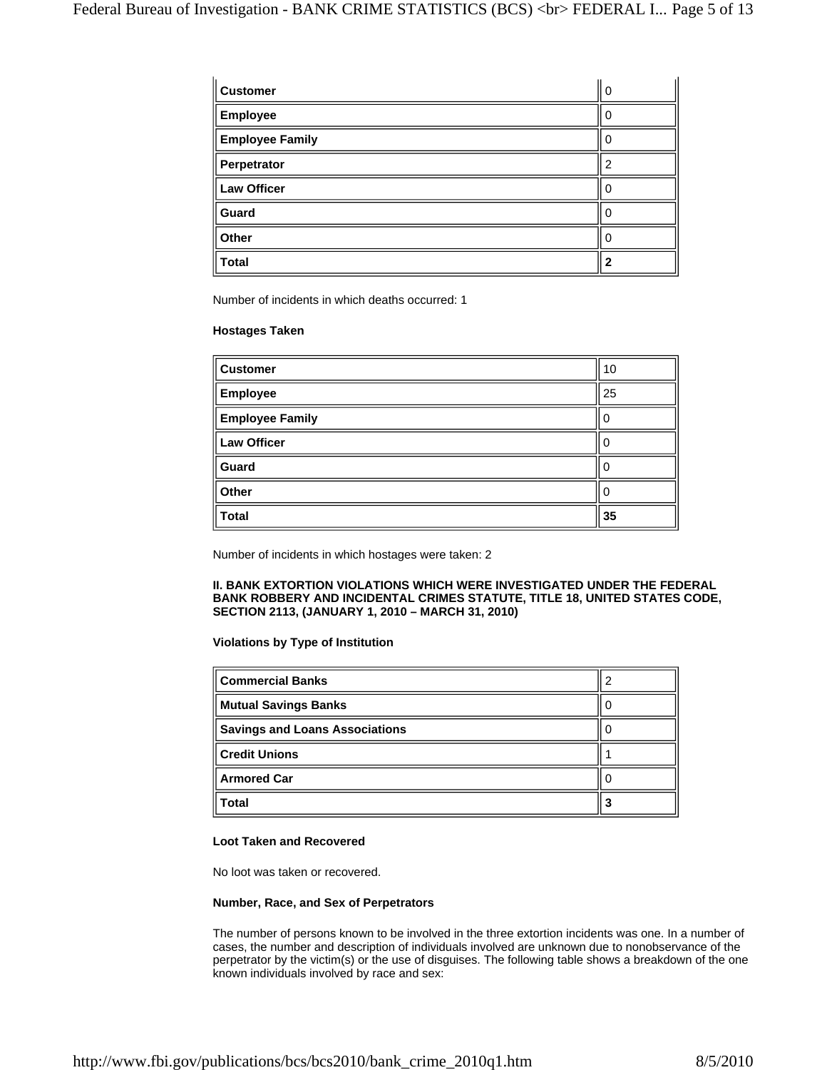| Customer | 0 |
| --- | --- |
| Employee | 0 |
| Employee Family | 0 |
| Perpetrator | 2 |
| Law Officer | 0 |
| Guard | 0 |
| Other | 0 |
| **Total** | **2** |

Number of incidents in which deaths occurred: 1

**Hostages Taken**

| Customer | 10 |
| --- | --- |
| Employee | 25 |
| Employee Family | 0 |
| Law Officer | 0 |
| Guard | 0 |
| Other | 0 |
| **Total** | **35** |

Number of incidents in which hostages were taken: 2

**II. BANK EXTORTION VIOLATIONS WHICH WERE INVESTIGATED UNDER THE FEDERAL BANK ROBBERY AND INCIDENTAL CRIMES STATUTE, TITLE 18, UNITED STATES CODE, SECTION 2113, (JANUARY 1, 2010 – MARCH 31, 2010)**

**Violations by Type of Institution**

| Commercial Banks | 2 |
| --- | --- |
| Mutual Savings Banks | 0 |
| Savings and Loans Associations | 0 |
| Credit Unions | 1 |
| Armored Car | 0 |
| **Total** | **3** |

**Loot Taken and Recovered**

No loot was taken or recovered.

**Number, Race, and Sex of Perpetrators**

The number of persons known to be involved in the three extortion incidents was one. In a number of cases, the number and description of individuals involved are unknown due to nonobservance of the perpetrator by the victim(s) or the use of disguises. The following table shows a breakdown of the one known individuals involved by race and sex: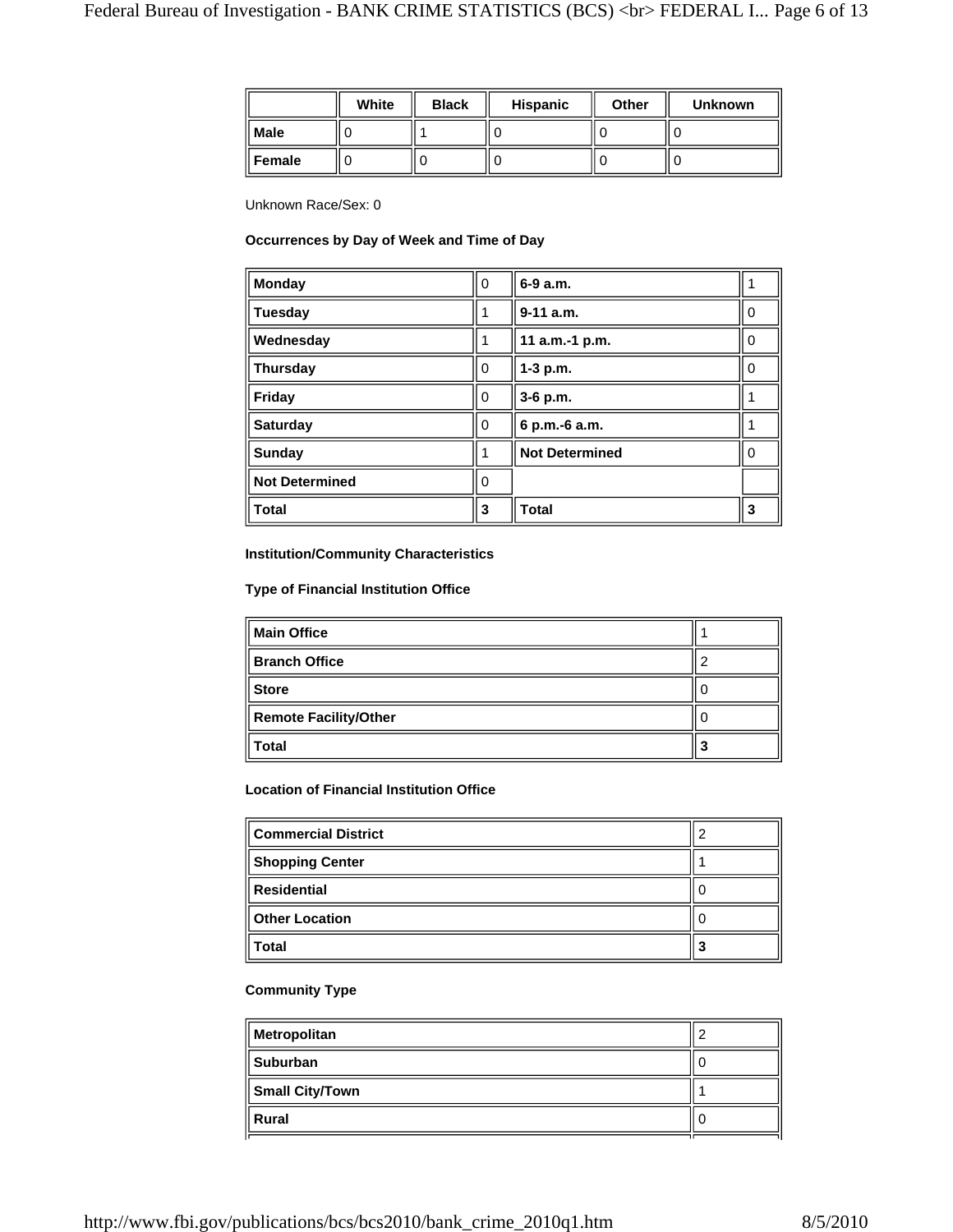| | White | Black | Hispanic | Other | Unknown |
|---|---|---|---|---|---|
| **Male** | 0 | 1 | 0 | 0 | 0 |
| **Female** | 0 | 0 | 0 | 0 | 0 |

Unknown Race/Sex: 0

**Occurrences by Day of Week and Time of Day**

| | | | |
|---|---|---|---|
| **Monday** | 0 | **6-9 a.m.** | 1 |
| **Tuesday** | 1 | **9-11 a.m.** | 0 |
| **Wednesday** | 1 | **11 a.m.-1 p.m.** | 0 |
| **Thursday** | 0 | **1-3 p.m.** | 0 |
| **Friday** | 0 | **3-6 p.m.** | 1 |
| **Saturday** | 0 | **6 p.m.-6 a.m.** | 1 |
| **Sunday** | 1 | **Not Determined** | 0 |
| **Not Determined** | 0 | | |
| **Total** | **3** | **Total** | **3** |

**Institution/Community Characteristics**

**Type of Financial Institution Office**

| | |
|---|---|
| **Main Office** | 1 |
| **Branch Office** | 2 |
| **Store** | 0 |
| **Remote Facility/Other** | 0 |
| **Total** | **3** |

**Location of Financial Institution Office**

| | |
|---|---|
| **Commercial District** | 2 |
| **Shopping Center** | 1 |
| **Residential** | 0 |
| **Other Location** | 0 |
| **Total** | **3** |

**Community Type**

| | |
|---|---|
| **Metropolitan** | 2 |
| **Suburban** | 0 |
| **Small City/Town** | 1 |
| **Rural** | 0 |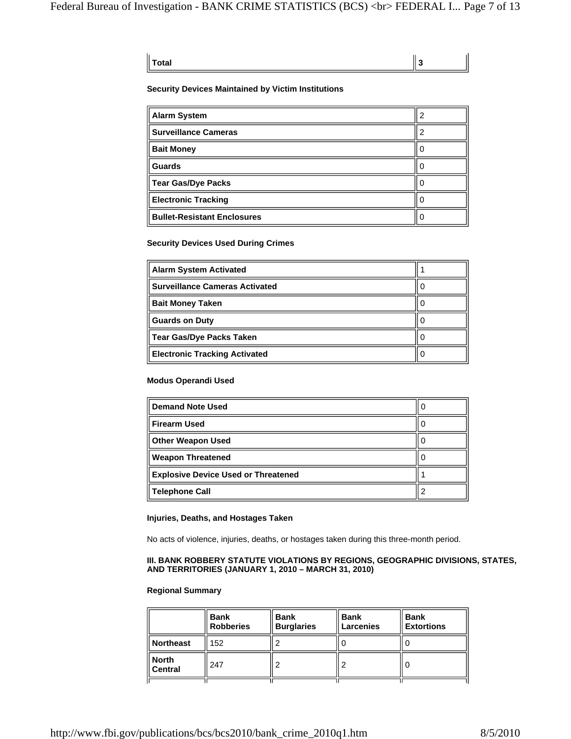| Total | 3 |
| --- | --- |

**Security Devices Maintained by Victim Institutions**

| Alarm System | 2 |
| --- | --- |
| Surveillance Cameras | 2 |
| Bait Money | 0 |
| Guards | 0 |
| Tear Gas/Dye Packs | 0 |
| Electronic Tracking | 0 |
| Bullet-Resistant Enclosures | 0 |

**Security Devices Used During Crimes**

| Alarm System Activated | 1 |
| --- | --- |
| Surveillance Cameras Activated | 0 |
| Bait Money Taken | 0 |
| Guards on Duty | 0 |
| Tear Gas/Dye Packs Taken | 0 |
| Electronic Tracking Activated | 0 |

**Modus Operandi Used**

| Demand Note Used | 0 |
| --- | --- |
| Firearm Used | 0 |
| Other Weapon Used | 0 |
| Weapon Threatened | 0 |
| Explosive Device Used or Threatened | 1 |
| Telephone Call | 2 |

**Injuries, Deaths, and Hostages Taken**

No acts of violence, injuries, deaths, or hostages taken during this three-month period.

**III. BANK ROBBERY STATUTE VIOLATIONS BY REGIONS, GEOGRAPHIC DIVISIONS, STATES, AND TERRITORIES (JANUARY 1, 2010 – MARCH 31, 2010)**

**Regional Summary**

| | Bank Robberies | Bank Burglaries | Bank Larcenies | Bank Extortions |
| --- | --- | --- | --- | --- |
| Northeast | 152 | 2 | 0 | 0 |
| North Central | 247 | 2 | 2 | 0 |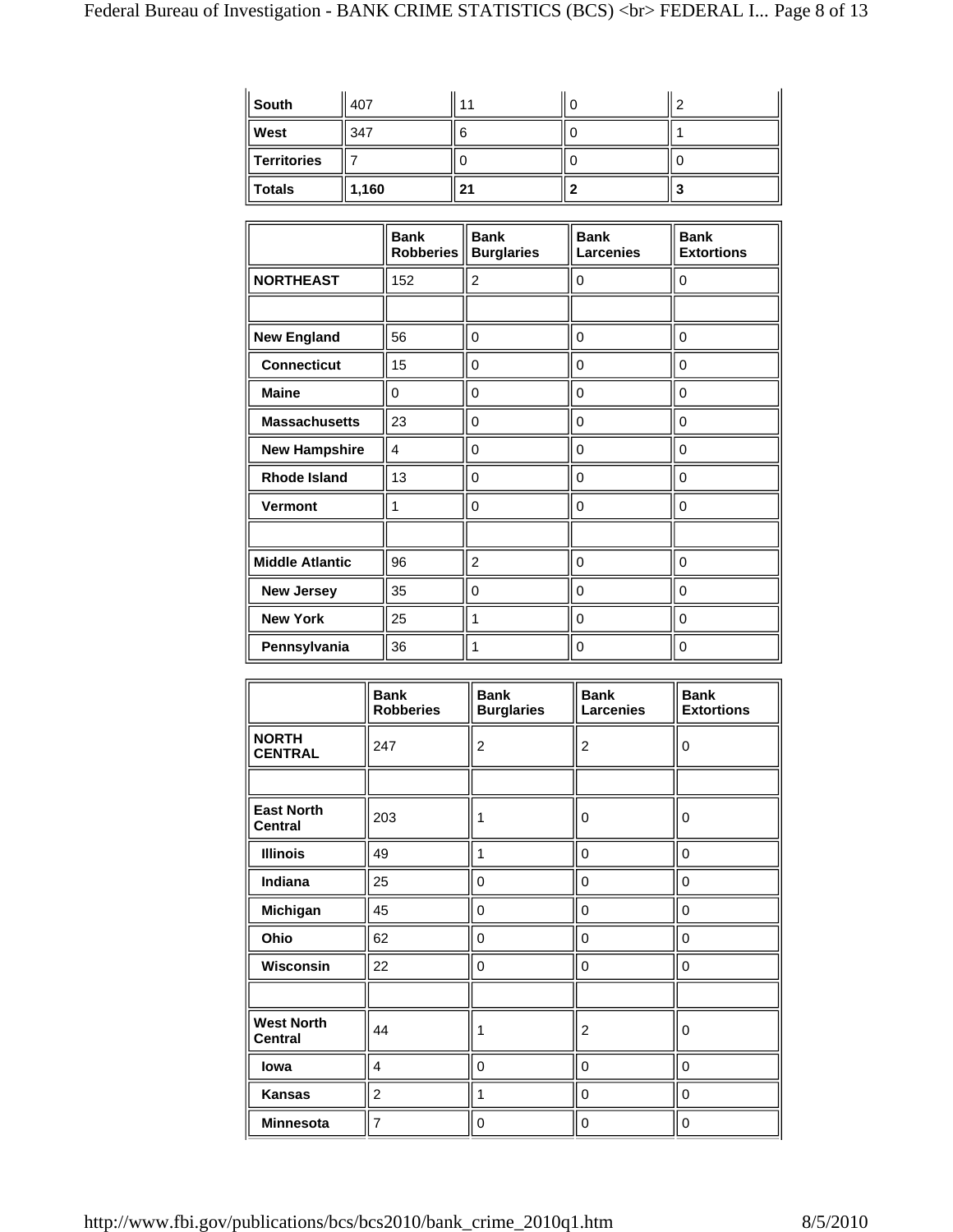| | | | | |
|---|---|---|---|---|
| **South** | 407 | 11 | 0 | 2 |
| **West** | 347 | 6 | 0 | 1 |
| **Territories** | 7 | 0 | 0 | 0 |
| **Totals** | **1,160** | **21** | **2** | **3** |

| | Bank Robberies | Bank Burglaries | Bank Larcenies | Bank Extortions |
|---|---|---|---|---|
| **NORTHEAST** | 152 | 2 | 0 | 0 |
| | | | | |
| **New England** | 56 | 0 | 0 | 0 |
| **Connecticut** | 15 | 0 | 0 | 0 |
| **Maine** | 0 | 0 | 0 | 0 |
| **Massachusetts** | 23 | 0 | 0 | 0 |
| **New Hampshire** | 4 | 0 | 0 | 0 |
| **Rhode Island** | 13 | 0 | 0 | 0 |
| **Vermont** | 1 | 0 | 0 | 0 |
| | | | | |
| **Middle Atlantic** | 96 | 2 | 0 | 0 |
| **New Jersey** | 35 | 0 | 0 | 0 |
| **New York** | 25 | 1 | 0 | 0 |
| **Pennsylvania** | 36 | 1 | 0 | 0 |

| | Bank Robberies | Bank Burglaries | Bank Larcenies | Bank Extortions |
|---|---|---|---|---|
| **NORTH CENTRAL** | 247 | 2 | 2 | 0 |
| | | | | |
| **East North Central** | 203 | 1 | 0 | 0 |
| **Illinois** | 49 | 1 | 0 | 0 |
| **Indiana** | 25 | 0 | 0 | 0 |
| **Michigan** | 45 | 0 | 0 | 0 |
| **Ohio** | 62 | 0 | 0 | 0 |
| **Wisconsin** | 22 | 0 | 0 | 0 |
| | | | | |
| **West North Central** | 44 | 1 | 2 | 0 |
| **Iowa** | 4 | 0 | 0 | 0 |
| **Kansas** | 2 | 1 | 0 | 0 |
| **Minnesota** | 7 | 0 | 0 | 0 |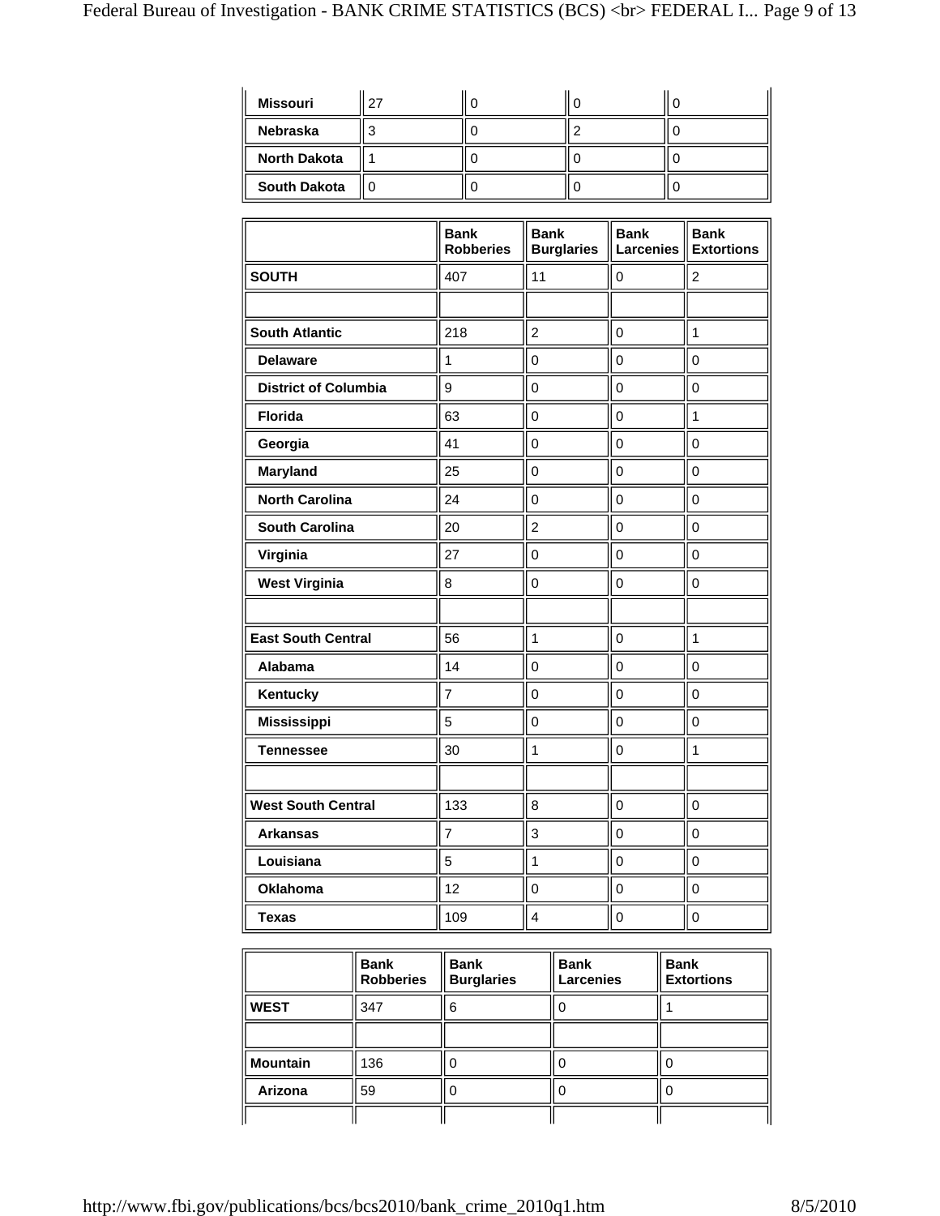| | | | | |
|---|---|---|---|---|
| **Missouri** | 27 | 0 | 0 | 0 |
| **Nebraska** | 3 | 0 | 2 | 0 |
| **North Dakota** | 1 | 0 | 0 | 0 |
| **South Dakota** | 0 | 0 | 0 | 0 |

| | **Bank Robberies** | **Bank Burglaries** | **Bank Larcenies** | **Bank Extortions** |
|---|---|---|---|---|
| **SOUTH** | 407 | 11 | 0 | 2 |
| | | | | |
| **South Atlantic** | 218 | 2 | 0 | 1 |
| **Delaware** | 1 | 0 | 0 | 0 |
| **District of Columbia** | 9 | 0 | 0 | 0 |
| **Florida** | 63 | 0 | 0 | 1 |
| **Georgia** | 41 | 0 | 0 | 0 |
| **Maryland** | 25 | 0 | 0 | 0 |
| **North Carolina** | 24 | 0 | 0 | 0 |
| **South Carolina** | 20 | 2 | 0 | 0 |
| **Virginia** | 27 | 0 | 0 | 0 |
| **West Virginia** | 8 | 0 | 0 | 0 |
| | | | | |
| **East South Central** | 56 | 1 | 0 | 1 |
| **Alabama** | 14 | 0 | 0 | 0 |
| **Kentucky** | 7 | 0 | 0 | 0 |
| **Mississippi** | 5 | 0 | 0 | 0 |
| **Tennessee** | 30 | 1 | 0 | 1 |
| | | | | |
| **West South Central** | 133 | 8 | 0 | 0 |
| **Arkansas** | 7 | 3 | 0 | 0 |
| **Louisiana** | 5 | 1 | 0 | 0 |
| **Oklahoma** | 12 | 0 | 0 | 0 |
| **Texas** | 109 | 4 | 0 | 0 |

| | **Bank Robberies** | **Bank Burglaries** | **Bank Larcenies** | **Bank Extortions** |
|---|---|---|---|---|
| **WEST** | 347 | 6 | 0 | 1 |
| | | | | |
| **Mountain** | 136 | 0 | 0 | 0 |
| **Arizona** | 59 | 0 | 0 | 0 |
| | | | | |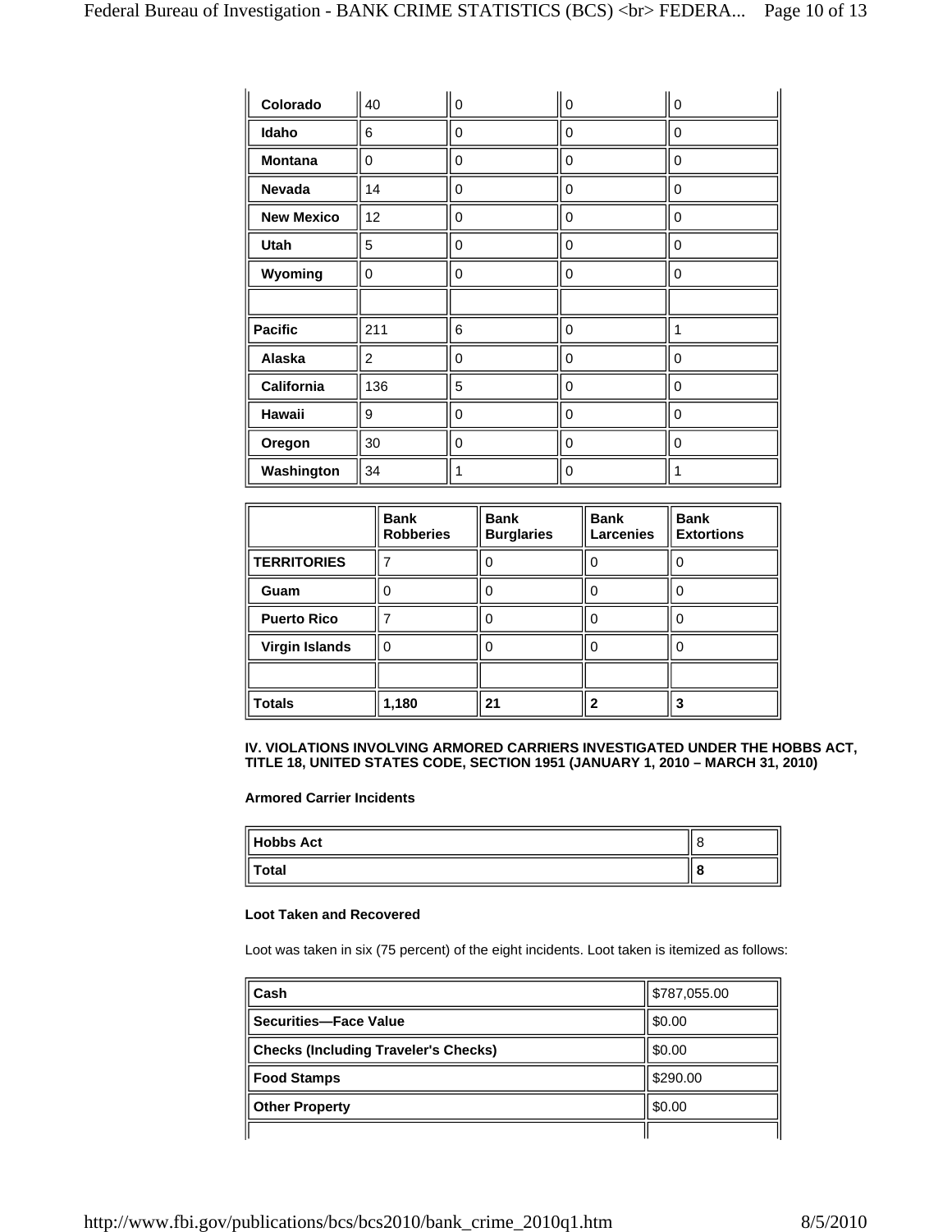| | | | | |
|---|---|---|---|---|
| Colorado | 40 | 0 | 0 | 0 |
| Idaho | 6 | 0 | 0 | 0 |
| Montana | 0 | 0 | 0 | 0 |
| Nevada | 14 | 0 | 0 | 0 |
| New Mexico | 12 | 0 | 0 | 0 |
| Utah | 5 | 0 | 0 | 0 |
| Wyoming | 0 | 0 | 0 | 0 |
| | | | | |
| **Pacific** | 211 | 6 | 0 | 1 |
| Alaska | 2 | 0 | 0 | 0 |
| California | 136 | 5 | 0 | 0 |
| Hawaii | 9 | 0 | 0 | 0 |
| Oregon | 30 | 0 | 0 | 0 |
| Washington | 34 | 1 | 0 | 1 |

| | Bank Robberies | Bank Burglaries | Bank Larcenies | Bank Extortions |
|---|---|---|---|---|
| **TERRITORIES** | 7 | 0 | 0 | 0 |
| Guam | 0 | 0 | 0 | 0 |
| Puerto Rico | 7 | 0 | 0 | 0 |
| Virgin Islands | 0 | 0 | 0 | 0 |
| | | | | |
| **Totals** | **1,180** | **21** | **2** | **3** |

**IV. VIOLATIONS INVOLVING ARMORED CARRIERS INVESTIGATED UNDER THE HOBBS ACT, TITLE 18, UNITED STATES CODE, SECTION 1951 (JANUARY 1, 2010 – MARCH 31, 2010)**

**Armored Carrier Incidents**

| | |
|---|---|
| **Hobbs Act** | 8 |
| **Total** | **8** |

**Loot Taken and Recovered**

Loot was taken in six (75 percent) of the eight incidents. Loot taken is itemized as follows:

| | |
|---|---|
| **Cash** | $787,055.00 |
| **Securities—Face Value** | $0.00 |
| **Checks (Including Traveler's Checks)** | $0.00 |
| **Food Stamps** | $290.00 |
| **Other Property** | $0.00 |
| | |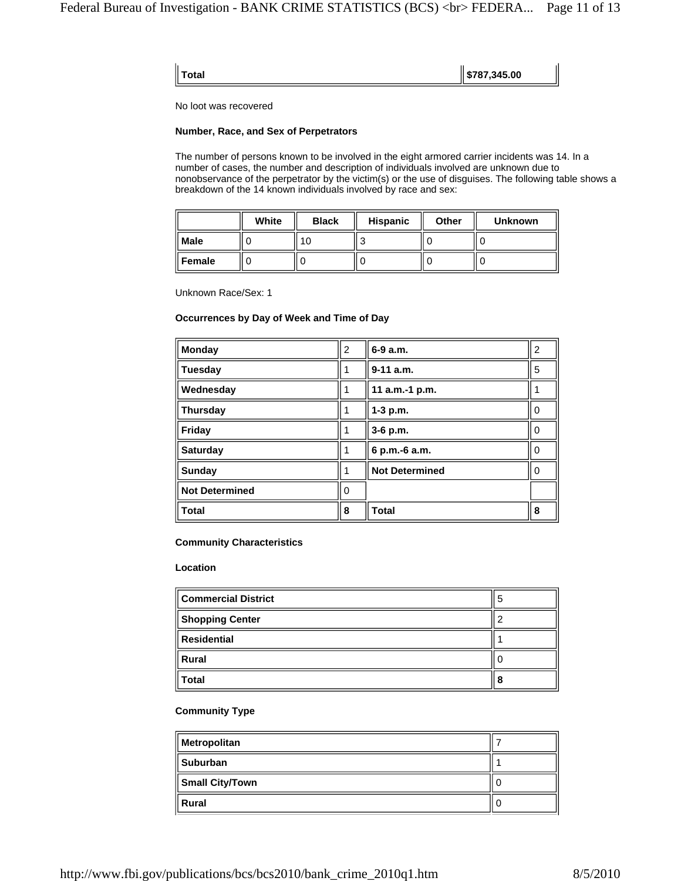| Total | $787,345.00 |
|---|---|

No loot was recovered

**Number, Race, and Sex of Perpetrators**

The number of persons known to be involved in the eight armored carrier incidents was 14. In a number of cases, the number and description of individuals involved are unknown due to nonobservance of the perpetrator by the victim(s) or the use of disguises. The following table shows a breakdown of the 14 known individuals involved by race and sex:

| | White | Black | Hispanic | Other | Unknown |
|---|---|---|---|---|---|
| **Male** | 0 | 10 | 3 | 0 | 0 |
| **Female** | 0 | 0 | 0 | 0 | 0 |

Unknown Race/Sex: 1

**Occurrences by Day of Week and Time of Day**

| | | | |
|---|---|---|---|
| **Monday** | 2 | **6-9 a.m.** | 2 |
| **Tuesday** | 1 | **9-11 a.m.** | 5 |
| **Wednesday** | 1 | **11 a.m.-1 p.m.** | 1 |
| **Thursday** | 1 | **1-3 p.m.** | 0 |
| **Friday** | 1 | **3-6 p.m.** | 0 |
| **Saturday** | 1 | **6 p.m.-6 a.m.** | 0 |
| **Sunday** | 1 | **Not Determined** | 0 |
| **Not Determined** | 0 | | |
| **Total** | **8** | **Total** | **8** |

**Community Characteristics**

**Location**

| | |
|---|---|
| **Commercial District** | 5 |
| **Shopping Center** | 2 |
| **Residential** | 1 |
| **Rural** | 0 |
| **Total** | **8** |

**Community Type**

| | |
|---|---|
| **Metropolitan** | 7 |
| **Suburban** | 1 |
| **Small City/Town** | 0 |
| **Rural** | 0 |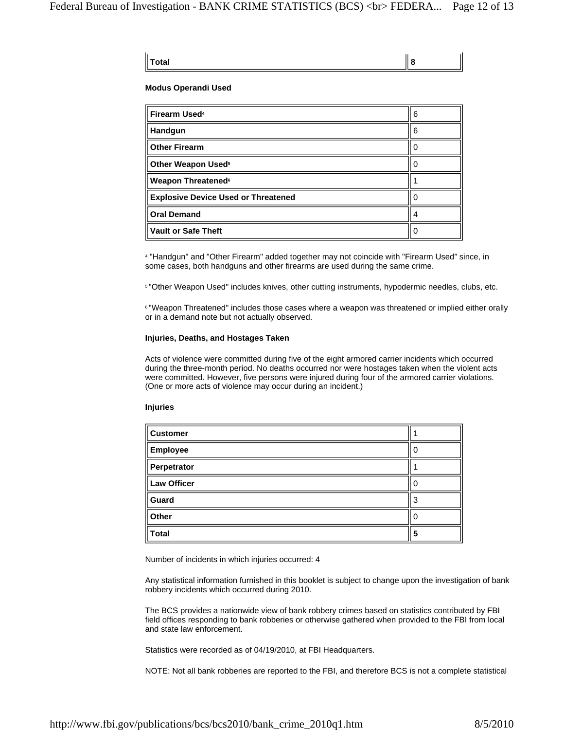| Total | **8** |
|---|---|

**Modus Operandi Used**

| Firearm Used[4] | 6 |
|---|---|
| Handgun | 6 |
| Other Firearm | 0 |
| Other Weapon Used[5] | 0 |
| Weapon Threatened[6] | 1 |
| Explosive Device Used or Threatened | 0 |
| Oral Demand | 4 |
| Vault or Safe Theft | 0 |

[4] "Handgun" and "Other Firearm" added together may not coincide with "Firearm Used" since, in some cases, both handguns and other firearms are used during the same crime.

[5] "Other Weapon Used" includes knives, other cutting instruments, hypodermic needles, clubs, etc.

[6] "Weapon Threatened" includes those cases where a weapon was threatened or implied either orally or in a demand note but not actually observed.

**Injuries, Deaths, and Hostages Taken**

Acts of violence were committed during five of the eight armored carrier incidents which occurred during the three-month period. No deaths occurred nor were hostages taken when the violent acts were committed. However, five persons were injured during four of the armored carrier violations. (One or more acts of violence may occur during an incident.)

**Injuries**

| Customer | 1 |
|---|---|
| Employee | 0 |
| Perpetrator | 1 |
| Law Officer | 0 |
| Guard | 3 |
| Other | 0 |
| **Total** | **5** |

Number of incidents in which injuries occurred: 4

Any statistical information furnished in this booklet is subject to change upon the investigation of bank robbery incidents which occurred during 2010.

The BCS provides a nationwide view of bank robbery crimes based on statistics contributed by FBI field offices responding to bank robberies or otherwise gathered when provided to the FBI from local and state law enforcement.

Statistics were recorded as of 04/19/2010, at FBI Headquarters.

NOTE: Not all bank robberies are reported to the FBI, and therefore BCS is not a complete statistical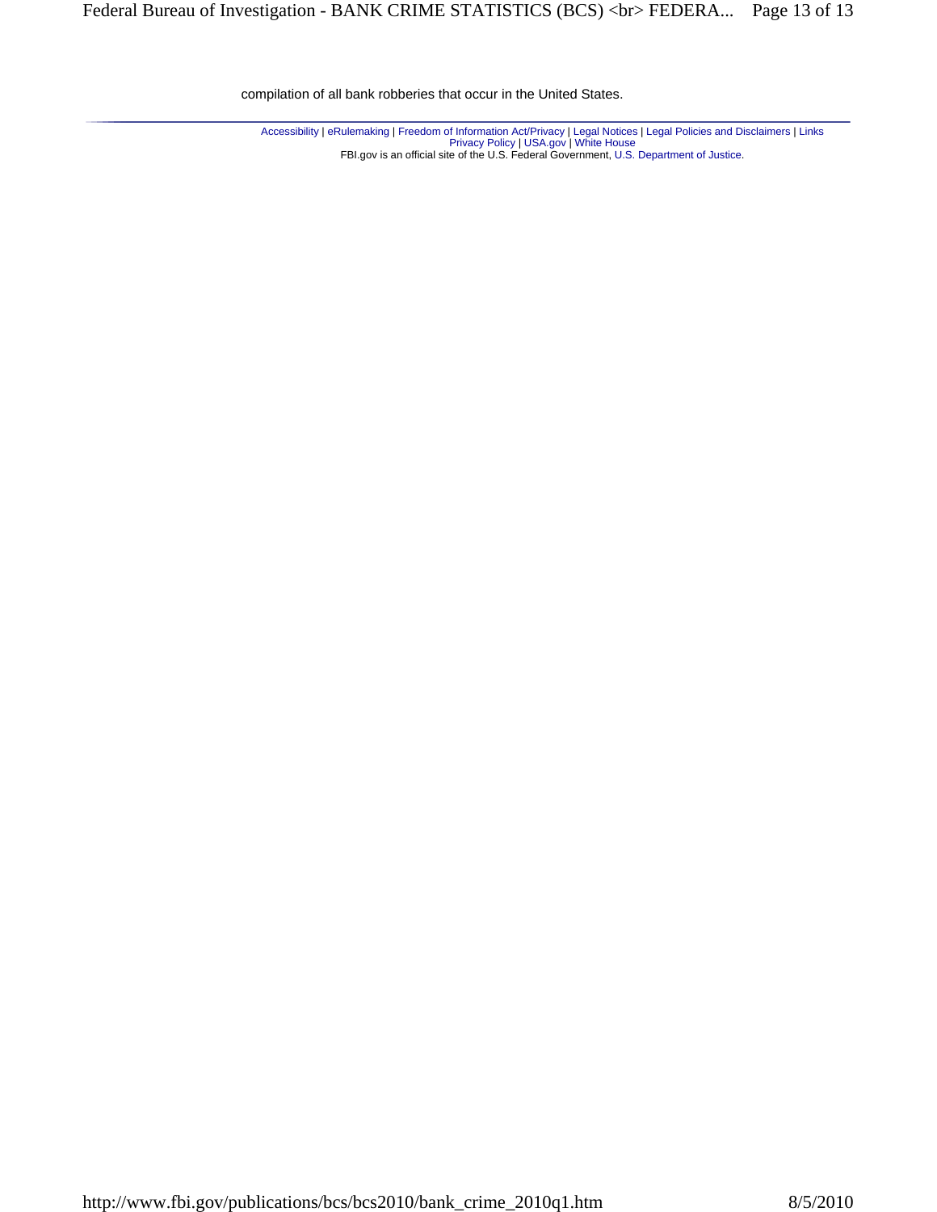compilation of all bank robberies that occur in the United States.

---

Accessibility | eRulemaking | Freedom of Information Act/Privacy | Legal Notices | Legal Policies and Disclaimers | Links
Privacy Policy | USA.gov | White House
FBI.gov is an official site of the U.S. Federal Government, U.S. Department of Justice.